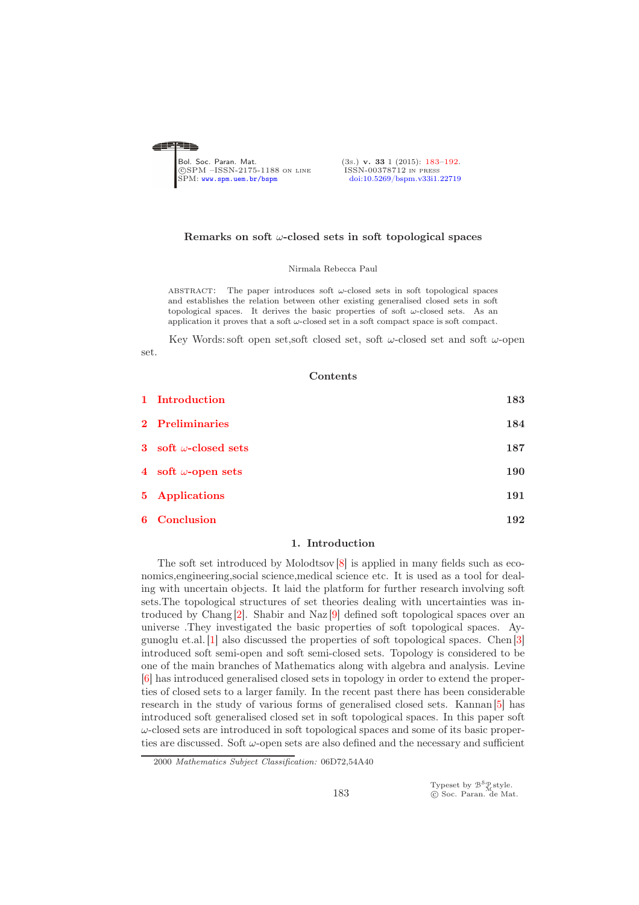# Remarks on soft $\omega$-closed sets in soft topological spaces

Nirmala Rebecca Paul

ABSTRACT: The paper introduces soft $\omega$-closed sets in soft topological spaces and establishes the relation between other existing generalised closed sets in soft topological spaces. It derives the basic properties of soft $\omega$-closed sets. As an application it proves that a soft $\omega$-closed set in a soft compact space is soft compact.

Key Words: soft open set,soft closed set, soft $\omega$-closed set and soft $\omega$-open set.

## Contents

| | | |
|---|---|---|
| 1 | Introduction | 183 |
| 2 | Preliminaries | 184 |
| 3 | soft $\omega$-closed sets | 187 |
| 4 | soft $\omega$-open sets | 190 |
| 5 | Applications | 191 |
| 6 | Conclusion | 192 |

## 1. Introduction

The soft set introduced by Molodtsov [8] is applied in many fields such as economics,engineering,social science,medical science etc. It is used as a tool for dealing with uncertain objects. It laid the platform for further research involving soft sets.The topological structures of set theories dealing with uncertainties was introduced by Chang [2]. Shabir and Naz [9] defined soft topological spaces over an universe .They investigated the basic properties of soft topological spaces. Aygunoglu et.al. [1] also discussed the properties of soft topological spaces. Chen [3] introduced soft semi-open and soft semi-closed sets. Topology is considered to be one of the main branches of Mathematics along with algebra and analysis. Levine [6] has introduced generalised closed sets in topology in order to extend the properties of closed sets to a larger family. In the recent past there has been considerable research in the study of various forms of generalised closed sets. Kannan [5] has introduced soft generalised closed set in soft topological spaces. In this paper soft $\omega$-closed sets are introduced in soft topological spaces and some of its basic properties are discussed. Soft $\omega$-open sets are also defined and the necessary and sufficient

2000 *Mathematics Subject Classification:* 06D72,54A40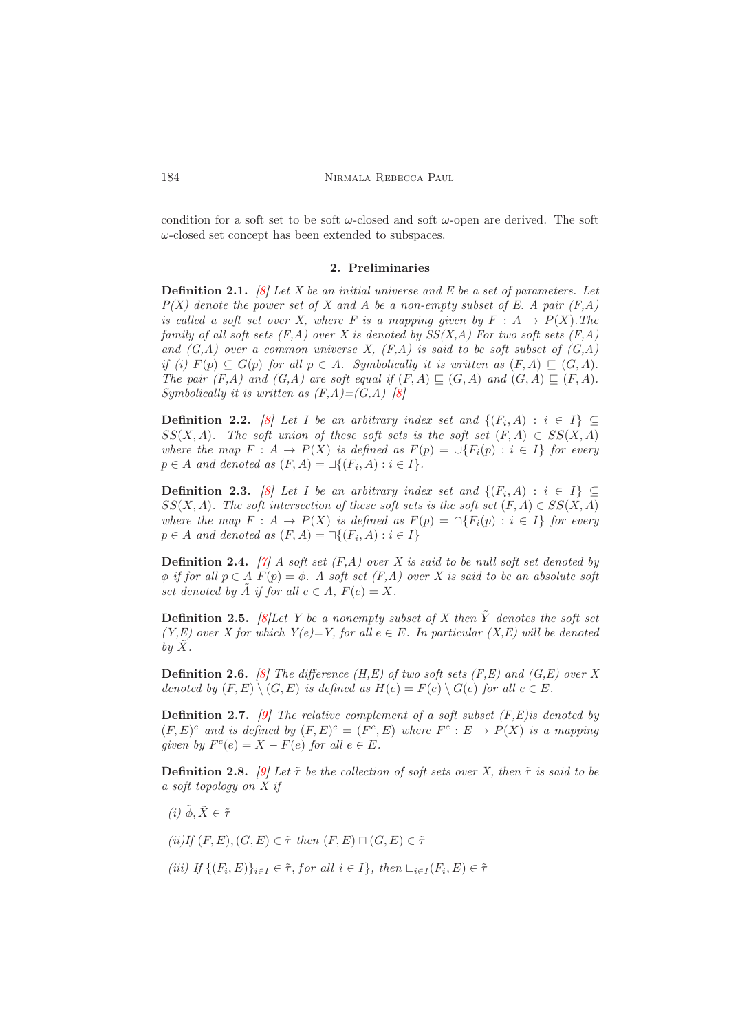condition for a soft set to be soft $\omega$-closed and soft $\omega$-open are derived. The soft $\omega$-closed set concept has been extended to subspaces.

## 2. Preliminaries

**Definition 2.1.** *[8] Let X be an initial universe and E be a set of parameters. Let P(X) denote the power set of X and A be a non-empty subset of E. A pair (F,A) is called a soft set over X, where F is a mapping given by $F : A \to P(X)$. The family of all soft sets (F,A) over X is denoted by SS(X,A) For two soft sets (F,A) and (G,A) over a common universe X, (F,A) is said to be soft subset of (G,A) if (i) $F(p) \subseteq G(p)$ for all $p \in A$. Symbolically it is written as $(F, A) \sqsubseteq (G, A)$. The pair (F,A) and (G,A) are soft equal if $(F, A) \sqsubseteq (G, A)$ and $(G, A) \sqsubseteq (F, A)$. Symbolically it is written as (F,A)=(G,A) [8]*

**Definition 2.2.** *[8] Let I be an arbitrary index set and $\{(F_i, A) : i \in I\} \subseteq SS(X, A)$. The soft union of these soft sets is the soft set $(F, A) \in SS(X, A)$ where the map $F : A \to P(X)$ is defined as $F(p) = \cup\{F_i(p) : i \in I\}$ for every $p \in A$ and denoted as $(F, A) = \sqcup\{(F_i, A) : i \in I\}$.*

**Definition 2.3.** *[8] Let I be an arbitrary index set and $\{(F_i, A) : i \in I\} \subseteq SS(X, A)$. The soft intersection of these soft sets is the soft set $(F, A) \in SS(X, A)$ where the map $F : A \to P(X)$ is defined as $F(p) = \cap\{F_i(p) : i \in I\}$ for every $p \in A$ and denoted as $(F, A) = \sqcap\{(F_i, A) : i \in I\}$*

**Definition 2.4.** *[7] A soft set (F,A) over X is said to be null soft set denoted by $\phi$ if for all $p \in A$ $F(p) = \phi$. A soft set (F,A) over X is said to be an absolute soft set denoted by $\tilde{A}$ if for all $e \in A$, $F(e) = X$.*

**Definition 2.5.** *[8]Let Y be a nonempty subset of X then $\tilde{Y}$ denotes the soft set (Y,E) over X for which Y(e)=Y, for all $e \in E$. In particular (X,E) will be denoted by $\tilde{X}$.*

**Definition 2.6.** *[8] The difference (H,E) of two soft sets (F,E) and (G,E) over X denoted by $(F, E) \setminus (G, E)$ is defined as $H(e) = F(e) \setminus G(e)$ for all $e \in E$.*

**Definition 2.7.** *[9] The relative complement of a soft subset (F,E)is denoted by $(F, E)^c$ and is defined by $(F, E)^c = (F^c, E)$ where $F^c : E \to P(X)$ is a mapping given by $F^c(e) = X - F(e)$ for all $e \in E$.*

**Definition 2.8.** *[9] Let $\tilde{\tau}$ be the collection of soft sets over X, then $\tilde{\tau}$ is said to be a soft topology on X if*

*(i) $\tilde{\phi}, \tilde{X} \in \tilde{\tau}$*

*(ii)If $(F, E), (G, E) \in \tilde{\tau}$ then $(F, E) \sqcap (G, E) \in \tilde{\tau}$*

*(iii) If $\{(F_i, E)\}_{i \in I} \in \tilde{\tau}, for\ all\ i \in I\}$, then $\sqcup_{i \in I}(F_i, E) \in \tilde{\tau}$*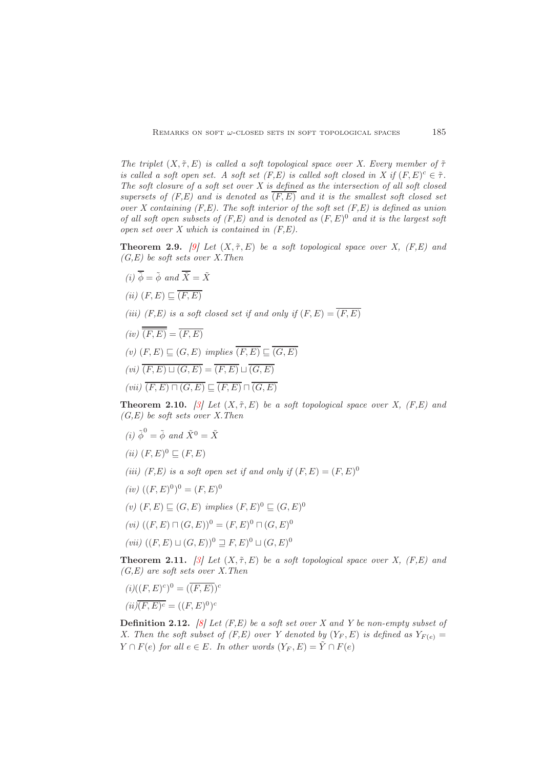*The triplet $(X, \tilde{\tau}, E)$ is called a soft topological space over X. Every member of $\tilde{\tau}$ is called a soft open set. A soft set (F,E) is called soft closed in X if $(F, E)^c \in \tilde{\tau}$. The soft closure of a soft set over X is defined as the intersection of all soft closed supersets of (F,E) and is denoted as $\overline{(F, E)}$ and it is the smallest soft closed set over X containing (F,E). The soft interior of the soft set (F,E) is defined as union of all soft open subsets of (F,E) and is denoted as $(F, E)^0$ and it is the largest soft open set over X which is contained in (F,E).*

**Theorem 2.9.** *[9] Let $(X, \tilde{\tau}, E)$ be a soft topological space over X, (F,E) and (G,E) be soft sets over X.Then*

*(i)* $\overline{\tilde{\phi}} = \tilde{\phi}$ *and* $\overline{\tilde{X}} = \tilde{X}$

*(ii)* $(F, E) \sqsubseteq \overline{(F, E)}$

*(iii) (F,E) is a soft closed set if and only if* $(F, E) = \overline{(F, E)}$

*(iv)* $\overline{\overline{(F, E)}} = \overline{(F, E)}$

*(v)* $(F, E) \sqsubseteq (G, E)$ *implies* $\overline{(F, E)} \sqsubseteq \overline{(G, E)}$

*(vi)* $\overline{(F, E) \sqcup (G, E)} = \overline{(F, E)} \sqcup \overline{(G, E)}$

*(vii)* $\overline{(F, E) \sqcap (G, E)} \sqsubseteq \overline{(F, E)} \sqcap \overline{(G, E)}$

**Theorem 2.10.** *[3] Let $(X, \tilde{\tau}, E)$ be a soft topological space over X, (F,E) and (G,E) be soft sets over X.Then*

*(i)* $\tilde{\phi}^0 = \tilde{\phi}$ *and* $\tilde{X}^0 = \tilde{X}$

*(ii)* $(F, E)^0 \sqsubseteq (F, E)$

*(iii) (F,E) is a soft open set if and only if* $(F, E) = (F, E)^0$

*(iv)* $((F, E)^0)^0 = (F, E)^0$

*(v)* $(F, E) \sqsubseteq (G, E)$ *implies* $(F, E)^0 \sqsubseteq (G, E)^0$

*(vi)* $((F, E) \sqcap (G, E))^0 = (F, E)^0 \sqcap (G, E)^0$

*(vii)* $((F, E) \sqcup (G, E))^0 \sqsupseteq F, E)^0 \sqcup (G, E)^0$

**Theorem 2.11.** *[3] Let $(X, \tilde{\tau}, E)$ be a soft topological space over X, (F,E) and (G,E) are soft sets over X.Then*

*(i)*$((F, E)^c)^0 = (\overline{(F, E)})^c$

*(ii)*$\overline{(F, E)^c} = ((F, E)^0)^c$

**Definition 2.12.** *[8] Let (F,E) be a soft set over X and Y be non-empty subset of X. Then the soft subset of (F,E) over Y denoted by $(Y_F, E)$ is defined as $Y_{F(e)} = Y \cap F(e)$ for all $e \in E$. In other words $(Y_F, E) = \tilde{Y} \cap F(e)$*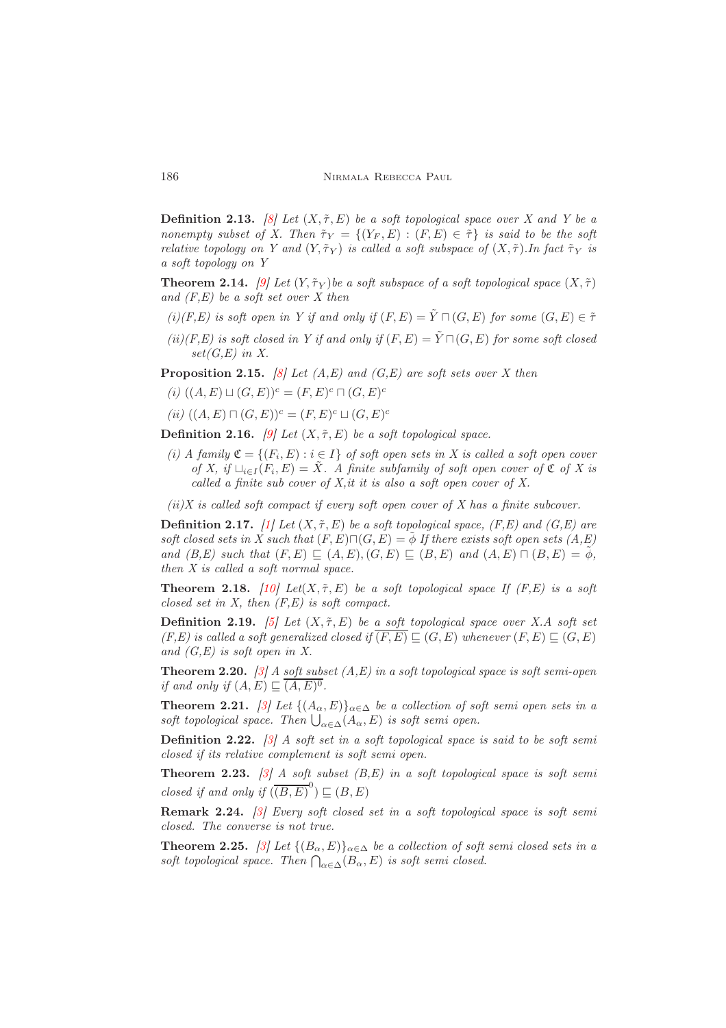**Definition 2.13.** [8] *Let $(X, \tilde{\tau}, E)$ be a soft topological space over X and Y be a nonempty subset of X. Then $\tilde{\tau}_Y = \{(Y_F, E) : (F, E) \in \tilde{\tau}\}$ is said to be the soft relative topology on Y and $(Y, \tilde{\tau}_Y)$ is called a soft subspace of $(X, \tilde{\tau})$.In fact $\tilde{\tau}_Y$ is a soft topology on Y*

**Theorem 2.14.** [9] *Let $(Y, \tilde{\tau}_Y)$be a soft subspace of a soft topological space $(X, \tilde{\tau})$ and (F,E) be a soft set over X then*

- *(i)(F,E) is soft open in Y if and only if $(F, E) = \tilde{Y} \sqcap (G, E)$ for some $(G, E) \in \tilde{\tau}$*
- *(ii)(F,E) is soft closed in Y if and only if $(F, E) = \tilde{Y} \sqcap (G, E)$ for some soft closed set(G,E) in X.*

**Proposition 2.15.** [8] *Let (A,E) and (G,E) are soft sets over X then*

- *(i) $((A, E) \sqcup (G, E))^c = (F, E)^c \sqcap (G, E)^c$*
- *(ii) $((A, E) \sqcap (G, E))^c = (F, E)^c \sqcup (G, E)^c$*

**Definition 2.16.** [9] *Let $(X, \tilde{\tau}, E)$ be a soft topological space.*

- *(i) A family $\mathfrak{C} = \{(F_i, E) : i \in I\}$ of soft open sets in X is called a soft open cover of X, if $\sqcup_{i \in I}(F_i, E) = \tilde{X}$. A finite subfamily of soft open cover of $\mathfrak{C}$ of X is called a finite sub cover of X,it it is also a soft open cover of X.*
- *(ii)X is called soft compact if every soft open cover of X has a finite subcover.*

**Definition 2.17.** [1] *Let $(X, \tilde{\tau}, E)$ be a soft topological space, (F,E) and (G,E) are soft closed sets in X such that $(F, E) \sqcap (G, E) = \tilde{\phi}$ If there exists soft open sets (A,E) and (B,E) such that $(F, E) \sqsubseteq (A, E), (G, E) \sqsubseteq (B, E)$ and $(A, E) \sqcap (B, E) = \tilde{\phi}$, then X is called a soft normal space.*

**Theorem 2.18.** [10] *Let$(X, \tilde{\tau}, E)$ be a soft topological space If (F,E) is a soft closed set in X, then (F,E) is soft compact.*

**Definition 2.19.** [5] *Let $(X, \tilde{\tau}, E)$ be a soft topological space over X.A soft set (F,E) is called a soft generalized closed if $\overline{(F, E)} \sqsubseteq (G, E)$ whenever $(F, E) \sqsubseteq (G, E)$ and (G,E) is soft open in X.*

**Theorem 2.20.** [3] *A soft subset (A,E) in a soft topological space is soft semi-open if and only if $(A, E) \sqsubseteq \overline{(A, E)^0}$.*

**Theorem 2.21.** [3] *Let $\{(A_\alpha, E)\}_{\alpha \in \Delta}$ be a collection of soft semi open sets in a soft topological space. Then $\bigcup_{\alpha \in \Delta}(A_\alpha, E)$ is soft semi open.*

**Definition 2.22.** [3] *A soft set in a soft topological space is said to be soft semi closed if its relative complement is soft semi open.*

**Theorem 2.23.** [3] *A soft subset (B,E) in a soft topological space is soft semi closed if and only if $(\overline{(B, E)}^0) \sqsubseteq (B, E)$*

**Remark 2.24.** [3] *Every soft closed set in a soft topological space is soft semi closed. The converse is not true.*

**Theorem 2.25.** [3] *Let $\{(B_\alpha, E)\}_{\alpha \in \Delta}$ be a collection of soft semi closed sets in a soft topological space. Then $\bigcap_{\alpha \in \Delta}(B_\alpha, E)$ is soft semi closed.*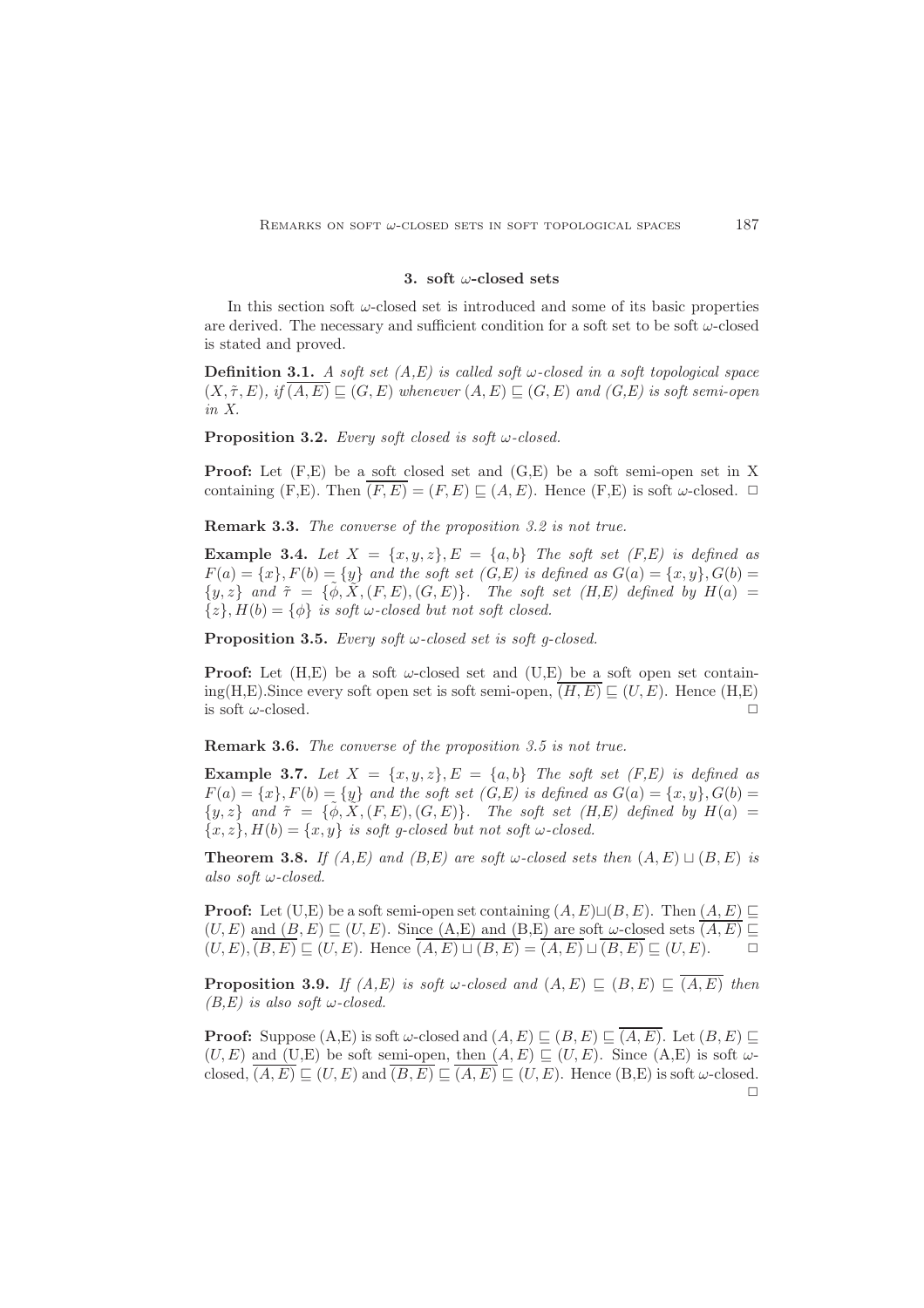### 3. soft $\omega$-closed sets

In this section soft $\omega$-closed set is introduced and some of its basic properties are derived. The necessary and sufficient condition for a soft set to be soft $\omega$-closed is stated and proved.

**Definition 3.1.** *A soft set (A,E) is called soft $\omega$-closed in a soft topological space $(X, \tilde{\tau}, E)$, if $\overline{(A,E)} \sqsubseteq (G,E)$ whenever $(A,E) \sqsubseteq (G,E)$ and (G,E) is soft semi-open in X.*

**Proposition 3.2.** *Every soft closed is soft $\omega$-closed.*

**Proof:** Let (F,E) be a soft closed set and (G,E) be a soft semi-open set in X containing (F,E). Then $\overline{(F,E)} = (F,E) \sqsubseteq (A,E)$. Hence (F,E) is soft $\omega$-closed. $\Box$

**Remark 3.3.** *The converse of the proposition 3.2 is not true.*

**Example 3.4.** *Let $X = \{x, y, z\}, E = \{a, b\}$ The soft set (F,E) is defined as $F(a) = \{x\}, F(b) = \{y\}$ and the soft set (G,E) is defined as $G(a) = \{x, y\}, G(b) = \{y, z\}$ and $\tilde{\tau} = \{\tilde{\phi}, \tilde{X}, (F,E), (G,E)\}$. The soft set (H,E) defined by $H(a) = \{z\}, H(b) = \{\phi\}$ is soft $\omega$-closed but not soft closed.*

**Proposition 3.5.** *Every soft $\omega$-closed set is soft g-closed.*

**Proof:** Let (H,E) be a soft $\omega$-closed set and (U,E) be a soft open set containing(H,E).Since every soft open set is soft semi-open, $\overline{(H,E)} \sqsubseteq (U,E)$. Hence (H,E) is soft $\omega$-closed. $\Box$

**Remark 3.6.** *The converse of the proposition 3.5 is not true.*

**Example 3.7.** *Let $X = \{x, y, z\}, E = \{a, b\}$ The soft set (F,E) is defined as $F(a) = \{x\}, F(b) = \{y\}$ and the soft set (G,E) is defined as $G(a) = \{x, y\}, G(b) = \{y, z\}$ and $\tilde{\tau} = \{\tilde{\phi}, \tilde{X}, (F,E), (G,E)\}$. The soft set (H,E) defined by $H(a) = \{x, z\}, H(b) = \{x, y\}$ is soft g-closed but not soft $\omega$-closed.*

**Theorem 3.8.** *If (A,E) and (B,E) are soft $\omega$-closed sets then $(A,E) \sqcup (B,E)$ is also soft $\omega$-closed.*

**Proof:** Let (U,E) be a soft semi-open set containing $(A,E) \sqcup (B,E)$. Then $(A,E) \sqsubseteq (U,E)$ and $(B,E) \sqsubseteq (U,E)$. Since (A,E) and (B,E) are soft $\omega$-closed sets $\overline{(A,E)} \sqsubseteq (U,E), \overline{(B,E)} \sqsubseteq (U,E)$. Hence $\overline{(A,E) \sqcup (B,E)} = \overline{(A,E)} \sqcup \overline{(B,E)} \sqsubseteq (U,E)$. $\Box$

**Proposition 3.9.** *If (A,E) is soft $\omega$-closed and $(A,E) \sqsubseteq (B,E) \sqsubseteq \overline{(A,E)}$ then (B,E) is also soft $\omega$-closed.*

**Proof:** Suppose (A,E) is soft $\omega$-closed and $(A,E) \sqsubseteq (B,E) \sqsubseteq \overline{(A,E)}$. Let $(B,E) \sqsubseteq (U,E)$ and (U,E) be soft semi-open, then $(A,E) \sqsubseteq (U,E)$. Since (A,E) is soft $\omega$-closed, $\overline{(A,E)} \sqsubseteq (U,E)$ and $\overline{(B,E)} \sqsubseteq \overline{(A,E)} \sqsubseteq (U,E)$. Hence (B,E) is soft $\omega$-closed. $\Box$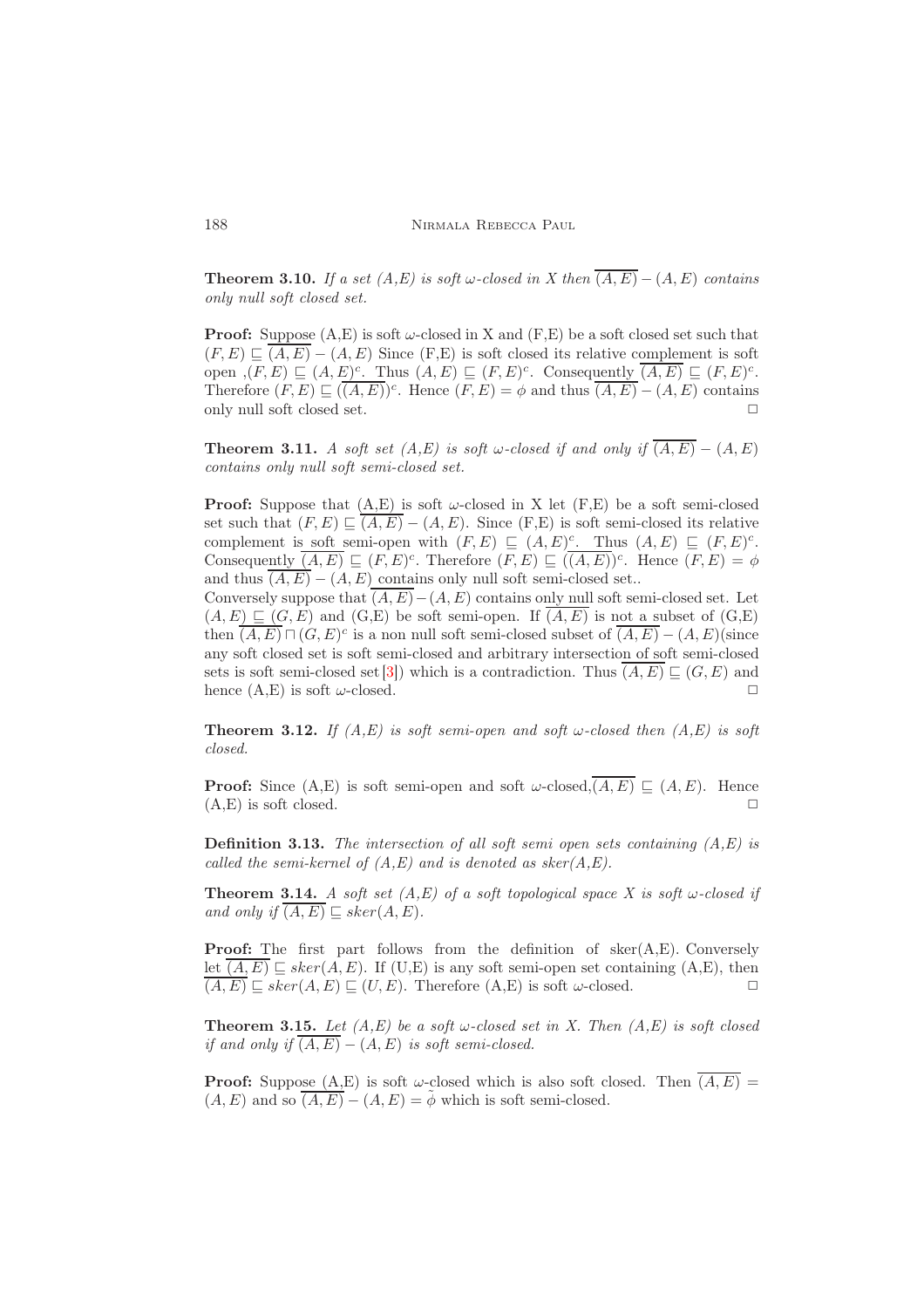**Theorem 3.10.** *If a set (A,E) is soft $\omega$-closed in X then $\overline{(A,E)} - (A,E)$ contains only null soft closed set.*

**Proof:** Suppose (A,E) is soft $\omega$-closed in X and (F,E) be a soft closed set such that $(F,E) \sqsubseteq \overline{(A,E)} - (A,E)$ Since (F,E) is soft closed its relative complement is soft open ,$(F,E) \sqsubseteq (A,E)^c$. Thus $(A,E) \sqsubseteq (F,E)^c$. Consequently $\overline{(A,E)} \sqsubseteq (F,E)^c$. Therefore $(F,E) \sqsubseteq (\overline{(A,E)})^c$. Hence $(F,E) = \phi$ and thus $\overline{(A,E)} - (A,E)$ contains only null soft closed set. $\square$

**Theorem 3.11.** *A soft set (A,E) is soft $\omega$-closed if and only if $\overline{(A,E)} - (A,E)$ contains only null soft semi-closed set.*

**Proof:** Suppose that (A,E) is soft $\omega$-closed in X let (F,E) be a soft semi-closed set such that $(F,E) \sqsubseteq \overline{(A,E)} - (A,E)$. Since (F,E) is soft semi-closed its relative complement is soft semi-open with $(F,E) \sqsubseteq (A,E)^c$. Thus $(A,E) \sqsubseteq (F,E)^c$. Consequently $\overline{(A,E)} \sqsubseteq (F,E)^c$. Therefore $(F,E) \sqsubseteq (\overline{(A,E)})^c$. Hence $(F,E) = \phi$ and thus $\overline{(A,E)} - (A,E)$ contains only null soft semi-closed set..

Conversely suppose that $\overline{(A,E)} - (A,E)$ contains only null soft semi-closed set. Let $(A,E) \sqsubseteq (G,E)$ and (G,E) be soft semi-open. If $\overline{(A,E)}$ is not a subset of (G,E) then $\overline{(A,E)} \sqcap (G,E)^c$ is a non null soft semi-closed subset of $\overline{(A,E)} - (A,E)$(since any soft closed set is soft semi-closed and arbitrary intersection of soft semi-closed sets is soft semi-closed set [3]) which is a contradiction. Thus $\overline{(A,E)} \sqsubseteq (G,E)$ and hence (A,E) is soft $\omega$-closed. $\square$

**Theorem 3.12.** *If (A,E) is soft semi-open and soft $\omega$-closed then (A,E) is soft closed.*

**Proof:** Since (A,E) is soft semi-open and soft $\omega$-closed,$\overline{(A,E)} \sqsubseteq (A,E)$. Hence (A,E) is soft closed. $\square$

**Definition 3.13.** *The intersection of all soft semi open sets containing (A,E) is called the semi-kernel of (A,E) and is denoted as sker(A,E).*

**Theorem 3.14.** *A soft set (A,E) of a soft topological space X is soft $\omega$-closed if and only if $\overline{(A,E)} \sqsubseteq sker(A,E)$.*

**Proof:** The first part follows from the definition of sker(A,E). Conversely let $\overline{(A,E)} \sqsubseteq sker(A,E)$. If (U,E) is any soft semi-open set containing (A,E), then $\overline{(A,E)} \sqsubseteq sker(A,E) \sqsubseteq (U,E)$. Therefore (A,E) is soft $\omega$-closed. $\square$

**Theorem 3.15.** *Let (A,E) be a soft $\omega$-closed set in X. Then (A,E) is soft closed if and only if $\overline{(A,E)} - (A,E)$ is soft semi-closed.*

**Proof:** Suppose (A,E) is soft $\omega$-closed which is also soft closed. Then $\overline{(A,E)} = (A,E)$ and so $\overline{(A,E)} - (A,E) = \tilde{\phi}$ which is soft semi-closed.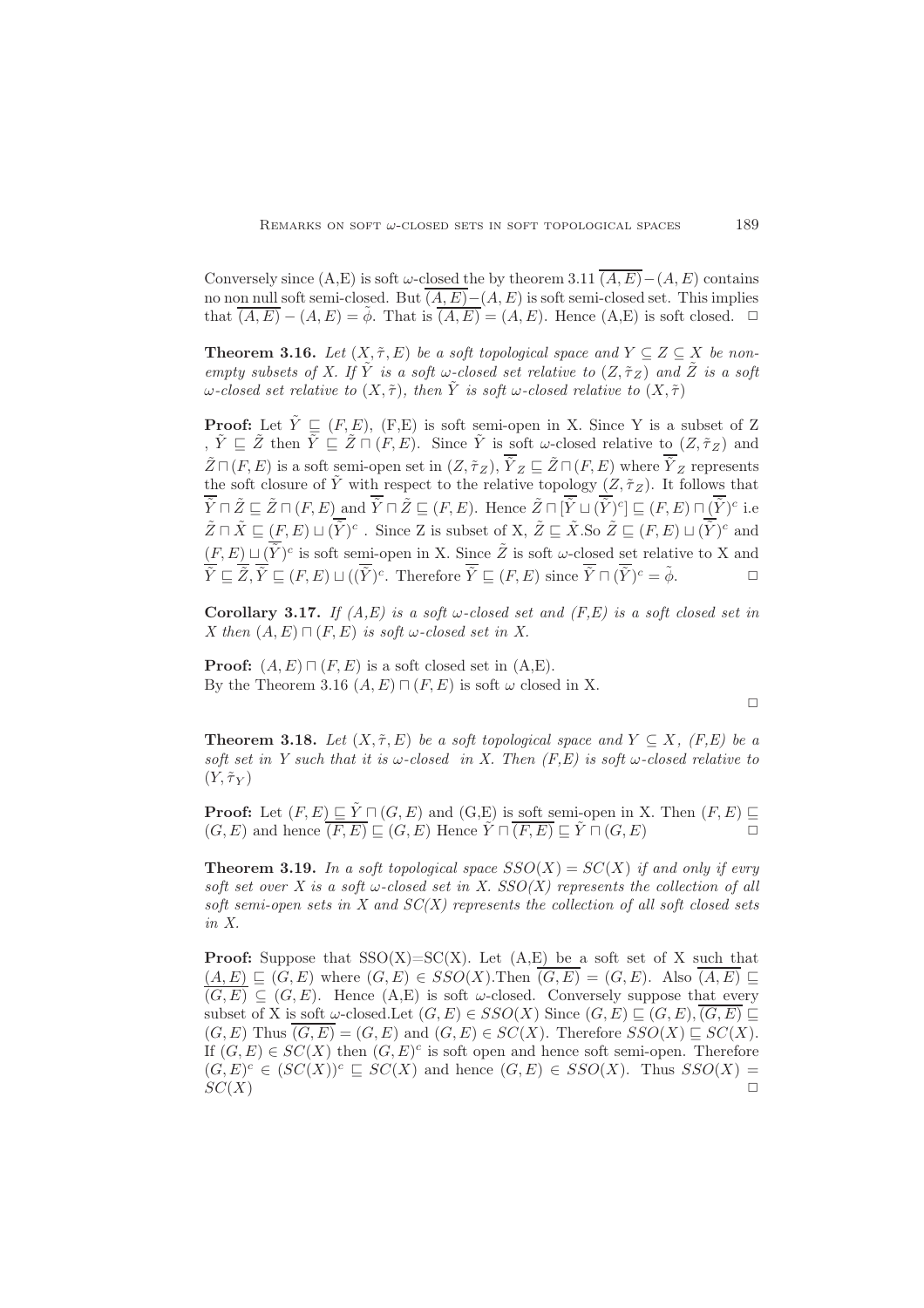Conversely since (A,E) is soft $\omega$-closed the by theorem 3.11 $\overline{(A,E)} - (A,E)$ contains no non null soft semi-closed. But $\overline{(A,E)} - (A,E)$ is soft semi-closed set. This implies that $\overline{(A,E)} - (A,E) = \tilde{\phi}$. That is $\overline{(A,E)} = (A,E)$. Hence (A,E) is soft closed. □

**Theorem 3.16.** *Let $(X, \tilde{\tau}, E)$ be a soft topological space and $Y \subseteq Z \subseteq X$ be non-empty subsets of X. If $\tilde{Y}$ is a soft $\omega$-closed set relative to $(Z, \tilde{\tau}_Z)$ and $\tilde{Z}$ is a soft $\omega$-closed set relative to $(X, \tilde{\tau})$, then $\tilde{Y}$ is soft $\omega$-closed relative to $(X, \tilde{\tau})$*

**Proof:** Let $\tilde{Y} \sqsubseteq (F,E)$, (F,E) is soft semi-open in X. Since Y is a subset of Z , $\tilde{Y} \sqsubseteq \tilde{Z}$ then $\overline{\tilde{Y}} \sqsubseteq \tilde{Z} \sqcap (F,E)$. Since $\tilde{Y}$ is soft $\omega$-closed relative to $(Z, \tilde{\tau}_Z)$ and $\tilde{Z} \sqcap (F,E)$ is a soft semi-open set in $(Z, \tilde{\tau}_Z)$, $\overline{\tilde{Y}}_Z \sqsubseteq \tilde{Z} \sqcap (F,E)$ where $\overline{\tilde{Y}}_Z$ represents the soft closure of $\tilde{Y}$ with respect to the relative topology $(Z, \tilde{\tau}_Z)$. It follows that $\overline{\tilde{Y}} \sqcap \tilde{Z} \sqsubseteq \tilde{Z} \sqcap (F,E)$ and $\overline{\tilde{Y}} \sqcap \tilde{Z} \sqsubseteq (F,E)$. Hence $\tilde{Z} \sqcap [\overline{\tilde{Y}} \sqcup (\overline{\tilde{Y}})^c] \sqsubseteq (F,E) \sqcap (\overline{\tilde{Y}})^c$ i.e $\tilde{Z} \sqcap \tilde{X} \sqsubseteq (F,E) \sqcup (\overline{\tilde{Y}})^c$ . Since Z is subset of X, $\tilde{Z} \sqsubseteq \tilde{X}$.So $\tilde{Z} \sqsubseteq (F,E) \sqcup (\overline{\tilde{Y}})^c$ and $(F,E) \sqcup (\overline{\tilde{Y}})^c$ is soft semi-open in X. Since $\tilde{Z}$ is soft $\omega$-closed set relative to X and $\overline{\tilde{Y}} \sqsubseteq \overline{\tilde{Z}}, \overline{\tilde{Y}} \sqsubseteq (F,E) \sqcup ((\overline{\tilde{Y}})^c$. Therefore $\overline{\tilde{Y}} \sqsubseteq (F,E)$ since $\overline{\tilde{Y}} \sqcap (\overline{\tilde{Y}})^c = \tilde{\phi}$. □

**Corollary 3.17.** *If (A,E) is a soft $\omega$-closed set and (F,E) is a soft closed set in X then $(A,E) \sqcap (F,E)$ is soft $\omega$-closed set in X.*

**Proof:** $(A,E) \sqcap (F,E)$ is a soft closed set in (A,E).
By the Theorem 3.16 $(A,E) \sqcap (F,E)$ is soft $\omega$ closed in X.

□

**Theorem 3.18.** *Let $(X, \tilde{\tau}, E)$ be a soft topological space and $Y \subseteq X$, (F,E) be a soft set in Y such that it is $\omega$-closed in X. Then (F,E) is soft $\omega$-closed relative to $(Y, \tilde{\tau}_Y)$*

**Proof:** Let $(F,E) \sqsubseteq \tilde{Y} \sqcap (G,E)$ and (G,E) is soft semi-open in X. Then $(F,E) \sqsubseteq (G,E)$ and hence $\overline{(F,E)} \sqsubseteq (G,E)$ Hence $\tilde{Y} \sqcap \overline{(F,E)} \sqsubseteq \tilde{Y} \sqcap (G,E)$ □

**Theorem 3.19.** *In a soft topological space $SSO(X) = SC(X)$ if and only if evry soft set over X is a soft $\omega$-closed set in X. SSO(X) represents the collection of all soft semi-open sets in X and SC(X) represents the collection of all soft closed sets in X.*

**Proof:** Suppose that SSO(X)=SC(X). Let (A,E) be a soft set of X such that $(A,E) \sqsubseteq (G,E)$ where $(G,E) \in SSO(X)$.Then $\overline{(G,E)} = (G,E)$. Also $\overline{(A,E)} \sqsubseteq \overline{(G,E)} \subseteq (G,E)$. Hence (A,E) is soft $\omega$-closed. Conversely suppose that every subset of X is soft $\omega$-closed.Let $(G,E) \in SSO(X)$ Since $(G,E) \sqsubseteq (G,E), \overline{(G,E)} \sqsubseteq (G,E)$ Thus $\overline{(G,E)} = (G,E)$ and $(G,E) \in SC(X)$. Therefore $SSO(X) \sqsubseteq SC(X)$. If $(G,E) \in SC(X)$ then $(G,E)^c$ is soft open and hence soft semi-open. Therefore $(G,E)^c \in (SC(X))^c \sqsubseteq SC(X)$ and hence $(G,E) \in SSO(X)$. Thus $SSO(X) = SC(X)$ □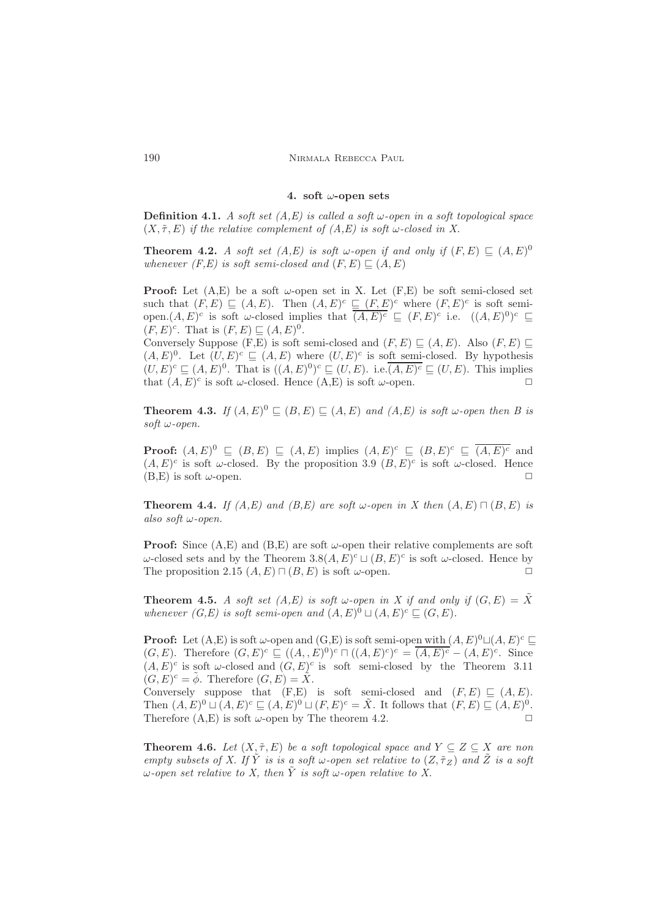## 4. soft $\omega$-open sets

**Definition 4.1.** *A soft set (A,E) is called a soft $\omega$-open in a soft topological space $(X, \tilde{\tau}, E)$ if the relative complement of (A,E) is soft $\omega$-closed in X.*

**Theorem 4.2.** *A soft set (A,E) is soft $\omega$-open if and only if $(F, E) \sqsubseteq (A, E)^0$ whenever (F,E) is soft semi-closed and $(F, E) \sqsubseteq (A, E)$*

**Proof:** Let (A,E) be a soft $\omega$-open set in X. Let (F,E) be soft semi-closed set such that $(F, E) \sqsubseteq (A, E)$. Then $(A, E)^c \sqsubseteq (F, E)^c$ where $(F, E)^c$ is soft semi-open.$(A, E)^c$ is soft $\omega$-closed implies that $\overline{(A, E)^c} \sqsubseteq (F, E)^c$ i.e. $((A, E)^0)^c \sqsubseteq (F, E)^c$. That is $(F, E) \sqsubseteq (A, E)^0$.
Conversely Suppose (F,E) is soft semi-closed and $(F, E) \sqsubseteq (A, E)$. Also $(F, E) \sqsubseteq (A, E)^0$. Let $(U, E)^c \sqsubseteq (A, E)$ where $(U, E)^c$ is soft semi-closed. By hypothesis $(U, E)^c \sqsubseteq (A, E)^0$. That is $((A, E)^0)^c \sqsubseteq (U, E)$. i.e.$\overline{(A, E)^c} \sqsubseteq (U, E)$. This implies that $(A, E)^c$ is soft $\omega$-closed. Hence (A,E) is soft $\omega$-open. □

**Theorem 4.3.** *If $(A, E)^0 \sqsubseteq (B, E) \sqsubseteq (A, E)$ and (A,E) is soft $\omega$-open then B is soft $\omega$-open.*

**Proof:** $(A, E)^0 \sqsubseteq (B, E) \sqsubseteq (A, E)$ implies $(A, E)^c \sqsubseteq (B, E)^c \sqsubseteq \overline{(A, E)^c}$ and $(A, E)^c$ is soft $\omega$-closed. By the proposition 3.9 $(B, E)^c$ is soft $\omega$-closed. Hence (B,E) is soft $\omega$-open. □

**Theorem 4.4.** *If (A,E) and (B,E) are soft $\omega$-open in X then $(A, E) \sqcap (B, E)$ is also soft $\omega$-open.*

**Proof:** Since (A,E) and (B,E) are soft $\omega$-open their relative complements are soft $\omega$-closed sets and by the Theorem 3.8$(A, E)^c \sqcup (B, E)^c$ is soft $\omega$-closed. Hence by The proposition 2.15 $(A, E) \sqcap (B, E)$ is soft $\omega$-open. □

**Theorem 4.5.** *A soft set (A,E) is soft $\omega$-open in X if and only if $(G, E) = \tilde{X}$ whenever (G,E) is soft semi-open and $(A, E)^0 \sqcup (A, E)^c \sqsubseteq (G, E)$.*

**Proof:** Let (A,E) is soft $\omega$-open and (G,E) is soft semi-open with $(A, E)^0 \sqcup (A, E)^c \sqsubseteq (G, E)$. Therefore $(G, E)^c \sqsubseteq ((A, , E)^0)^c \sqcap ((A, E)^c)^c = \overline{(A, E)^c} - (A, E)^c$. Since $(A, E)^c$ is soft $\omega$-closed and $(G, E)^c$ is soft semi-closed by the Theorem 3.11 $(G, E)^c = \tilde{\phi}$. Therefore $(G, E) = \tilde{X}$.
Conversely suppose that (F,E) is soft semi-closed and $(F, E) \sqsubseteq (A, E)$. Then $(A, E)^0 \sqcup (A, E)^c \sqsubseteq (A, E)^0 \sqcup (F, E)^c = \tilde{X}$. It follows that $(F, E) \sqsubseteq (A, E)^0$. Therefore (A,E) is soft $\omega$-open by The theorem 4.2. □

**Theorem 4.6.** *Let $(X, \tilde{\tau}, E)$ be a soft topological space and $Y \subseteq Z \subseteq X$ are non empty subsets of X. If $\tilde{Y}$ is is a soft $\omega$-open set relative to $(Z, \tilde{\tau}_Z)$ and $\tilde{Z}$ is a soft $\omega$-open set relative to X, then $\tilde{Y}$ is soft $\omega$-open relative to X.*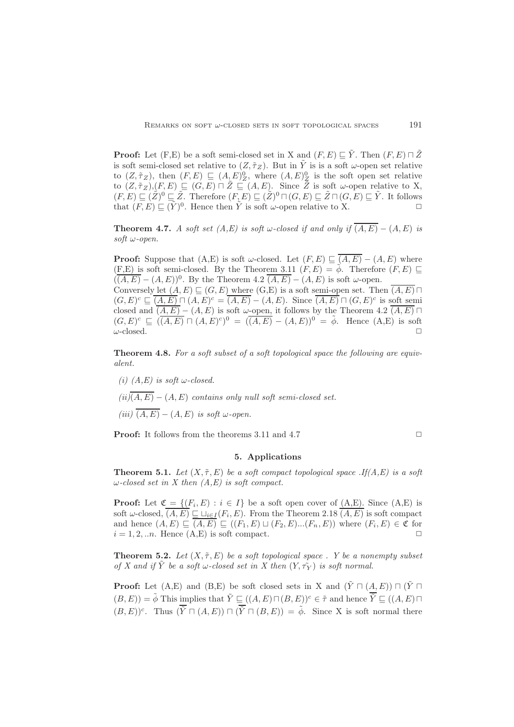**Proof:** Let (F,E) be a soft semi-closed set in X and $(F,E) \sqsubseteq \tilde{Y}$. Then $(F,E) \sqcap \tilde{Z}$ is soft semi-closed set relative to $(Z, \tilde{\tau}_Z)$. But in $\tilde{Y}$ is is a soft $\omega$-open set relative to $(Z, \tilde{\tau}_Z)$, then $(F,E) \sqsubseteq (A,E)^0_Z$, where $(A,E)^0_Z$ is the soft open set relative to $(Z, \tilde{\tau}_Z)$,$(F,E) \sqsubseteq (G,E) \sqcap \tilde{Z} \sqsubseteq (A,E)$. Since $\tilde{Z}$ is soft $\omega$-open relative to X, $(F,E) \sqsubseteq (\tilde{Z})^0 \sqsubseteq \tilde{Z}$. Therefore $(F,E) \sqsubseteq (\tilde{Z})^0 \sqcap (G,E) \sqsubseteq \tilde{Z} \sqcap (G,E) \sqsubseteq \tilde{Y}$. It follows that $(F,E) \sqsubseteq (\tilde{Y})^0$. Hence then $\tilde{Y}$ is soft $\omega$-open relative to X. □

**Theorem 4.7.** *A soft set (A,E) is soft $\omega$-closed if and only if $\overline{(A,E)} - (A,E)$ is soft $\omega$-open.*

**Proof:** Suppose that (A,E) is soft $\omega$-closed. Let $(F,E) \sqsubseteq \overline{(A,E)} - (A,E)$ where (F,E) is soft semi-closed. By the Theorem 3.11 $(F,E) = \tilde{\phi}$. Therefore $(F,E) \sqsubseteq (\overline{(A,E)} - (A,E))^0$. By the Theorem 4.2 $\overline{(A,E)} - (A,E)$ is soft $\omega$-open.
Conversely let $(A,E) \sqsubseteq (G,E)$ where (G,E) is a soft semi-open set. Then $\overline{(A,E)} \sqcap (G,E)^c \sqsubseteq \overline{(A,E)} \sqcap (A,E)^c = \overline{(A,E)} - (A,E)$. Since $\overline{(A,E)} \sqcap (G,E)^c$ is soft semi closed and $\overline{(A,E)} - (A,E)$ is soft $\omega$-open, it follows by the Theorem 4.2 $\overline{(A,E)} \sqcap (G,E)^c \sqsubseteq (\overline{(A,E)} \sqcap (A,E)^c)^0 = (\overline{(A,E)} - (A,E))^0 = \tilde{\phi}$. Hence (A,E) is soft $\omega$-closed. □

**Theorem 4.8.** *For a soft subset of a soft topological space the following are equivalent.*

*(i) (A,E) is soft $\omega$-closed.*

*(ii)$\overline{(A,E)} - (A,E)$ contains only null soft semi-closed set.*

*(iii) $\overline{(A,E)} - (A,E)$ is soft $\omega$-open.*

**Proof:** It follows from the theorems 3.11 and 4.7 □

## 5. Applications

**Theorem 5.1.** *Let $(X, \tilde{\tau}, E)$ be a soft compact topological space .If(A,E) is a soft $\omega$-closed set in X then (A,E) is soft compact.*

**Proof:** Let $\mathfrak{C} = \{(F_i, E) : i \in I\}$ be a soft open cover of (A,E). Since (A,E) is soft $\omega$-closed, $\overline{(A,E)} \sqsubseteq \sqcup_{i \in I}(F_i, E)$. From the Theorem 2.18 $\overline{(A,E)}$ is soft compact and hence $(A,E) \sqsubseteq \overline{(A,E)} \sqsubseteq ((F_1, E) \sqcup (F_2, E)...(F_n, E))$ where $(F_i, E) \in \mathfrak{C}$ for $i = 1, 2, ..n$. Hence (A,E) is soft compact. □

**Theorem 5.2.** *Let $(X, \tilde{\tau}, E)$ be a soft topological space . Y be a nonempty subset of X and if $\tilde{Y}$ be a soft $\omega$-closed set in X then $(Y, \tilde{\tau_Y})$ is soft normal.*

**Proof:** Let (A,E) and (B,E) be soft closed sets in X and $(\tilde{Y} \sqcap (A,E)) \sqcap (\tilde{Y} \sqcap (B,E)) = \tilde{\phi}$ This implies that $\tilde{Y} \sqsubseteq ((A,E) \sqcap (B,E))^c \in \tilde{\tau}$ and hence $\overline{\tilde{Y}} \sqsubseteq ((A,E) \sqcap (B,E))^c$. Thus $(\overline{\tilde{Y}} \sqcap (A,E)) \sqcap (\overline{\tilde{Y}} \sqcap (B,E)) = \tilde{\phi}$. Since X is soft normal there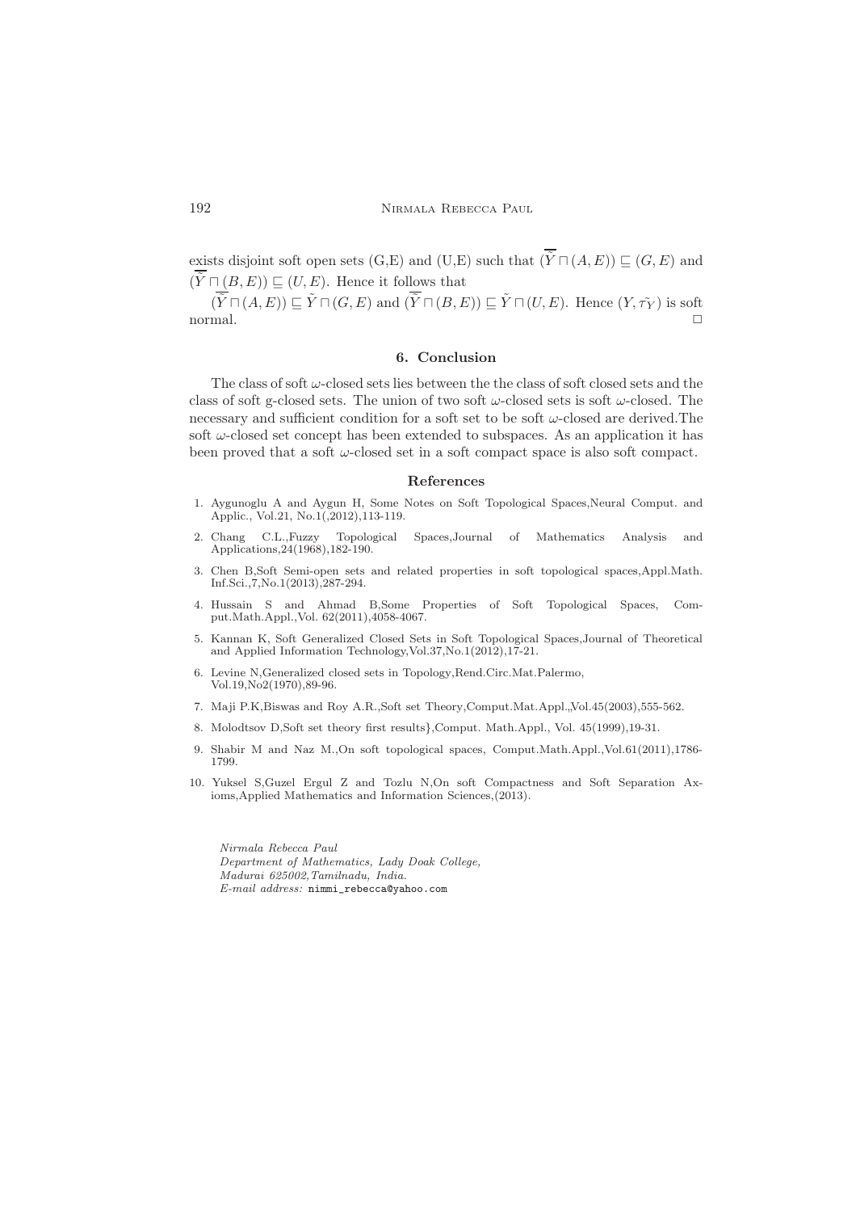exists disjoint soft open sets (G,E) and (U,E) such that $(\overline{\tilde{Y}} \sqcap (A,E)) \sqsubseteq (G,E)$ and $(\overline{\tilde{Y}} \sqcap (B,E)) \sqsubseteq (U,E)$. Hence it follows that

$(\overline{\tilde{Y}} \sqcap (A,E)) \sqsubseteq \tilde{Y} \sqcap (G,E)$ and $(\overline{\tilde{Y}} \sqcap (B,E)) \sqsubseteq \tilde{Y} \sqcap (U,E)$. Hence $(Y, \tilde{\tau_Y})$ is soft normal. □

## 6. Conclusion

The class of soft $\omega$-closed sets lies between the the class of soft closed sets and the class of soft g-closed sets. The union of two soft $\omega$-closed sets is soft $\omega$-closed. The necessary and sufficient condition for a soft set to be soft $\omega$-closed are derived.The soft $\omega$-closed set concept has been extended to subspaces. As an application it has been proved that a soft $\omega$-closed set in a soft compact space is also soft compact.

## References

1. Aygunoglu A and Aygun H, Some Notes on Soft Topological Spaces,Neural Comput. and Applic., Vol.21, No.1(,2012),113-119.
2. Chang C.L.,Fuzzy Topological Spaces,Journal of Mathematics Analysis and Applications,24(1968),182-190.
3. Chen B,Soft Semi-open sets and related properties in soft topological spaces,Appl.Math. Inf.Sci.,7,No.1(2013),287-294.
4. Hussain S and Ahmad B,Some Properties of Soft Topological Spaces, Comput.Math.Appl.,Vol. 62(2011),4058-4067.
5. Kannan K, Soft Generalized Closed Sets in Soft Topological Spaces,Journal of Theoretical and Applied Information Technology,Vol.37,No.1(2012),17-21.
6. Levine N,Generalized closed sets in Topology,Rend.Circ.Mat.Palermo, Vol.19,No2(1970),89-96.
7. Maji P.K,Biswas and Roy A.R.,Soft set Theory,Comput.Mat.Appl.,,Vol.45(2003),555-562.
8. Molodtsov D,Soft set theory first results},Comput. Math.Appl., Vol. 45(1999),19-31.
9. Shabir M and Naz M.,On soft topological spaces, Comput.Math.Appl.,Vol.61(2011),1786-1799.
10. Yuksel S,Guzel Ergul Z and Tozlu N,On soft Compactness and Soft Separation Axioms,Applied Mathematics and Information Sciences,(2013).

*Nirmala Rebecca Paul*
*Department of Mathematics, Lady Doak College,*
*Madurai 625002,Tamilnadu, India.*
*E-mail address:* nimmi_rebecca@yahoo.com